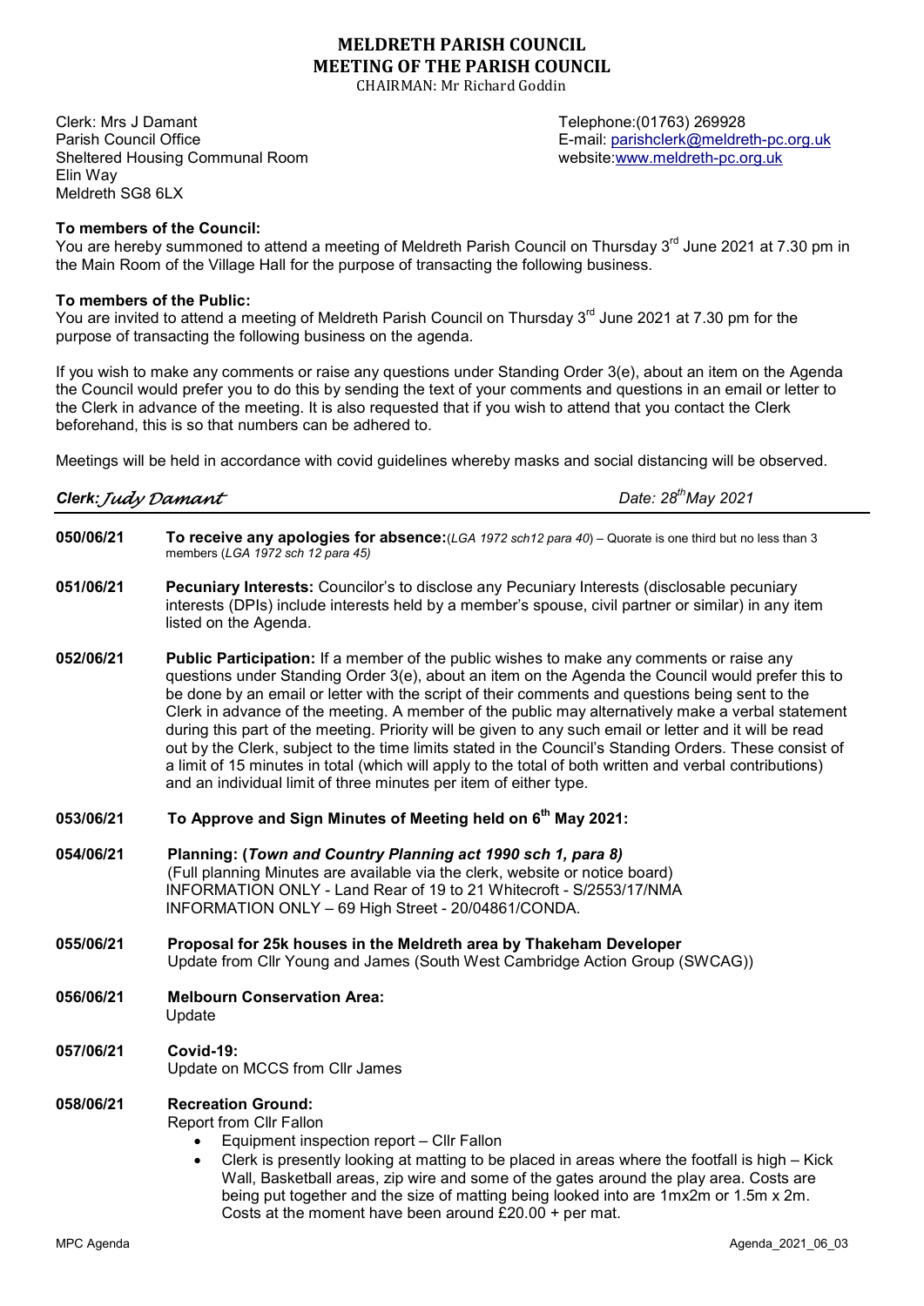# MELDRETH PARISH COUNCIL
## MEETING OF THE PARISH COUNCIL

CHAIRMAN: Mr Richard Goddin

Clerk: Mrs J Damant
Parish Council Office
Sheltered Housing Communal Room
Elin Way
Meldreth SG8 6LX

Telephone:(01763) 269928
E-mail: parishclerk@meldreth-pc.org.uk
website:www.meldreth-pc.org.uk

**To members of the Council:**

You are hereby summoned to attend a meeting of Meldreth Parish Council on Thursday 3rd June 2021 at 7.30 pm in the Main Room of the Village Hall for the purpose of transacting the following business.

**To members of the Public:**

You are invited to attend a meeting of Meldreth Parish Council on Thursday 3rd June 2021 at 7.30 pm for the purpose of transacting the following business on the agenda.

If you wish to make any comments or raise any questions under Standing Order 3(e), about an item on the Agenda the Council would prefer you to do this by sending the text of your comments and questions in an email or letter to the Clerk in advance of the meeting. It is also requested that if you wish to attend that you contact the Clerk beforehand, this is so that numbers can be adhered to.

Meetings will be held in accordance with covid guidelines whereby masks and social distancing will be observed.

***Clerk:*** *Judy Damant* Date: 28th May 2021

---

**050/06/21** **To receive any apologies for absence:**(*LGA 1972 sch12 para 40*) – Quorate is one third but no less than 3 members (*LGA 1972 sch 12 para 45)*

**051/06/21** **Pecuniary Interests:** Councilor's to disclose any Pecuniary Interests (disclosable pecuniary interests (DPIs) include interests held by a member's spouse, civil partner or similar) in any item listed on the Agenda.

**052/06/21** **Public Participation:** If a member of the public wishes to make any comments or raise any questions under Standing Order 3(e), about an item on the Agenda the Council would prefer this to be done by an email or letter with the script of their comments and questions being sent to the Clerk in advance of the meeting. A member of the public may alternatively make a verbal statement during this part of the meeting. Priority will be given to any such email or letter and it will be read out by the Clerk, subject to the time limits stated in the Council's Standing Orders. These consist of a limit of 15 minutes in total (which will apply to the total of both written and verbal contributions) and an individual limit of three minutes per item of either type.

**053/06/21** **To Approve and Sign Minutes of Meeting held on 6th May 2021:**

**054/06/21** **Planning: (*Town and Country Planning act 1990 sch 1, para 8)***
(Full planning Minutes are available via the clerk, website or notice board)
INFORMATION ONLY - Land Rear of 19 to 21 Whitecroft - S/2553/17/NMA
INFORMATION ONLY – 69 High Street - 20/04861/CONDA.

**055/06/21** **Proposal for 25k houses in the Meldreth area by Thakeham Developer**
Update from Cllr Young and James (South West Cambridge Action Group (SWCAG))

**056/06/21** **Melbourn Conservation Area:**
Update

**057/06/21** **Covid-19:**
Update on MCCS from Cllr James

**058/06/21** **Recreation Ground:**
Report from Cllr Fallon

- Equipment inspection report – Cllr Fallon
- Clerk is presently looking at matting to be placed in areas where the footfall is high – Kick Wall, Basketball areas, zip wire and some of the gates around the play area. Costs are being put together and the size of matting being looked into are 1mx2m or 1.5m x 2m. Costs at the moment have been around £20.00 + per mat.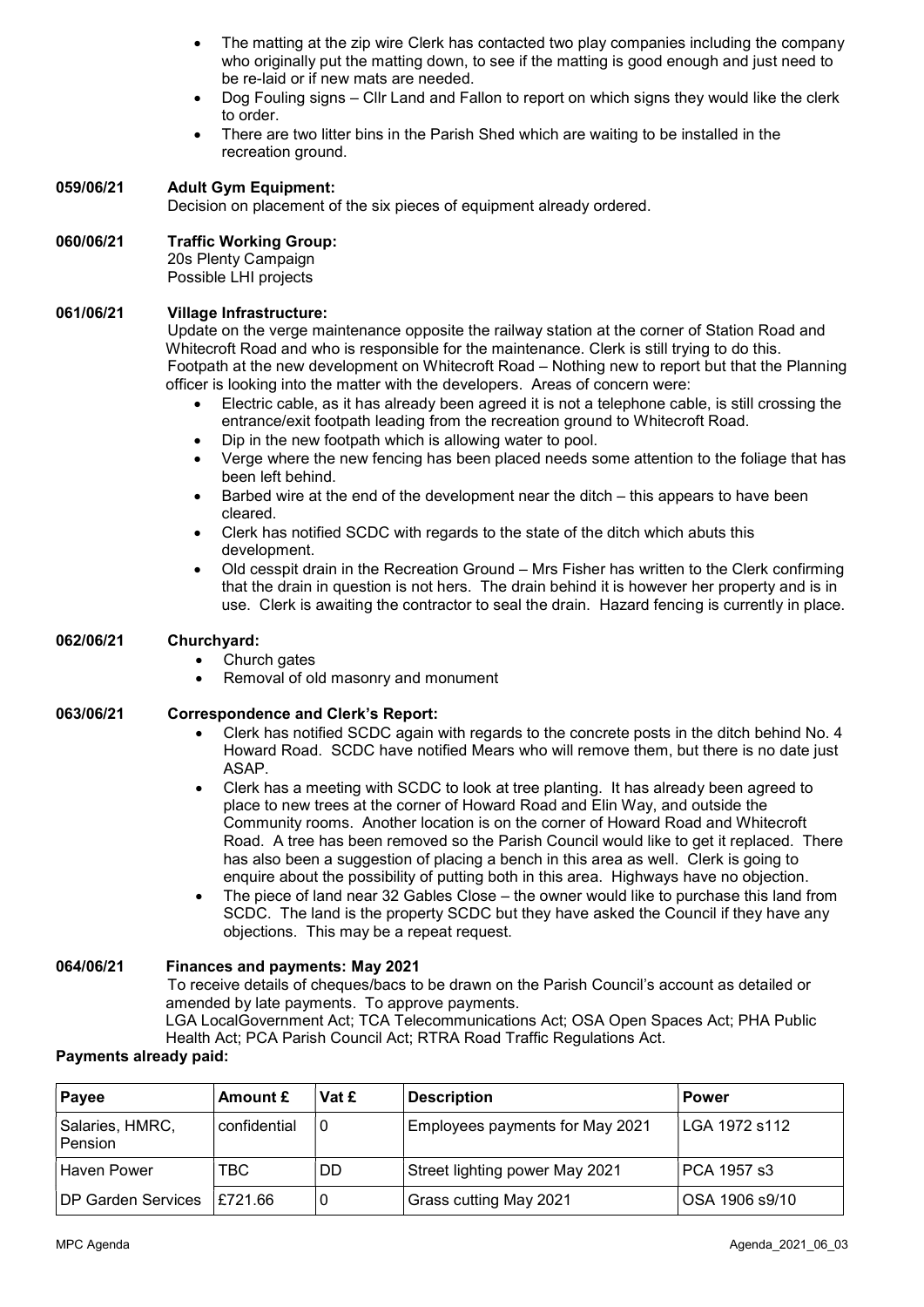- The matting at the zip wire Clerk has contacted two play companies including the company who originally put the matting down, to see if the matting is good enough and just need to be re-laid or if new mats are needed.
- Dog Fouling signs – Cllr Land and Fallon to report on which signs they would like the clerk to order.
- There are two litter bins in the Parish Shed which are waiting to be installed in the recreation ground.

**059/06/21 Adult Gym Equipment:**

Decision on placement of the six pieces of equipment already ordered.

**060/06/21 Traffic Working Group:**

20s Plenty Campaign
Possible LHI projects

**061/06/21 Village Infrastructure:**

Update on the verge maintenance opposite the railway station at the corner of Station Road and Whitecroft Road and who is responsible for the maintenance. Clerk is still trying to do this.
Footpath at the new development on Whitecroft Road – Nothing new to report but that the Planning officer is looking into the matter with the developers. Areas of concern were:

- Electric cable, as it has already been agreed it is not a telephone cable, is still crossing the entrance/exit footpath leading from the recreation ground to Whitecroft Road.
- Dip in the new footpath which is allowing water to pool.
- Verge where the new fencing has been placed needs some attention to the foliage that has been left behind.
- Barbed wire at the end of the development near the ditch – this appears to have been cleared.
- Clerk has notified SCDC with regards to the state of the ditch which abuts this development.
- Old cesspit drain in the Recreation Ground – Mrs Fisher has written to the Clerk confirming that the drain in question is not hers. The drain behind it is however her property and is in use. Clerk is awaiting the contractor to seal the drain. Hazard fencing is currently in place.

**062/06/21 Churchyard:**

- Church gates
- Removal of old masonry and monument

**063/06/21 Correspondence and Clerk's Report:**

- Clerk has notified SCDC again with regards to the concrete posts in the ditch behind No. 4 Howard Road. SCDC have notified Mears who will remove them, but there is no date just ASAP.
- Clerk has a meeting with SCDC to look at tree planting. It has already been agreed to place to new trees at the corner of Howard Road and Elin Way, and outside the Community rooms. Another location is on the corner of Howard Road and Whitecroft Road. A tree has been removed so the Parish Council would like to get it replaced. There has also been a suggestion of placing a bench in this area as well. Clerk is going to enquire about the possibility of putting both in this area. Highways have no objection.
- The piece of land near 32 Gables Close – the owner would like to purchase this land from SCDC. The land is the property SCDC but they have asked the Council if they have any objections. This may be a repeat request.

**064/06/21 Finances and payments: May 2021**

To receive details of cheques/bacs to be drawn on the Parish Council's account as detailed or amended by late payments. To approve payments.
LGA LocalGovernment Act; TCA Telecommunications Act; OSA Open Spaces Act; PHA Public Health Act; PCA Parish Council Act; RTRA Road Traffic Regulations Act.

**Payments already paid:**

| Payee | Amount £ | Vat £ | Description | Power |
|---|---|---|---|---|
| Salaries, HMRC, Pension | confidential | 0 | Employees payments for May 2021 | LGA 1972 s112 |
| Haven Power | TBC | DD | Street lighting power May 2021 | PCA 1957 s3 |
| DP Garden Services | £721.66 | 0 | Grass cutting May 2021 | OSA 1906 s9/10 |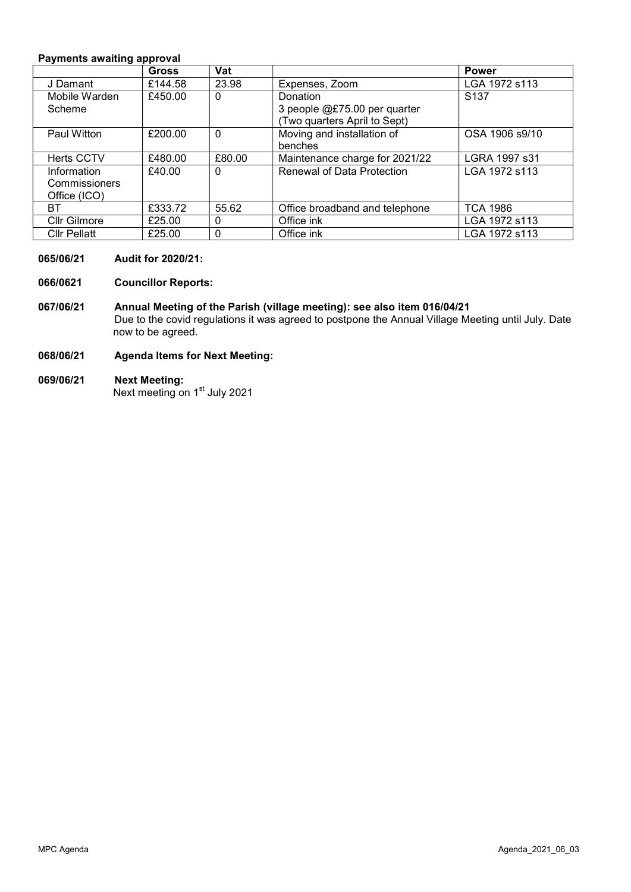**Payments awaiting approval**

| | Gross | Vat | | Power |
|---|---|---|---|---|
| J Damant | £144.58 | 23.98 | Expenses, Zoom | LGA 1972 s113 |
| Mobile Warden Scheme | £450.00 | 0 | Donation<br>3 people @£75.00 per quarter<br>(Two quarters April to Sept) | S137 |
| Paul Witton | £200.00 | 0 | Moving and installation of benches | OSA 1906 s9/10 |
| Herts CCTV | £480.00 | £80.00 | Maintenance charge for 2021/22 | LGRA 1997 s31 |
| Information Commissioners Office (ICO) | £40.00 | 0 | Renewal of Data Protection | LGA 1972 s113 |
| BT | £333.72 | 55.62 | Office broadband and telephone | TCA 1986 |
| Cllr Gilmore | £25.00 | 0 | Office ink | LGA 1972 s113 |
| Cllr Pellatt | £25.00 | 0 | Office ink | LGA 1972 s113 |

**065/06/21 Audit for 2020/21:**

**066/0621 Councillor Reports:**

**067/06/21 Annual Meeting of the Parish (village meeting): see also item 016/04/21**

Due to the covid regulations it was agreed to postpone the Annual Village Meeting until July. Date now to be agreed.

**068/06/21 Agenda Items for Next Meeting:**

**069/06/21 Next Meeting:**

Next meeting on 1st July 2021